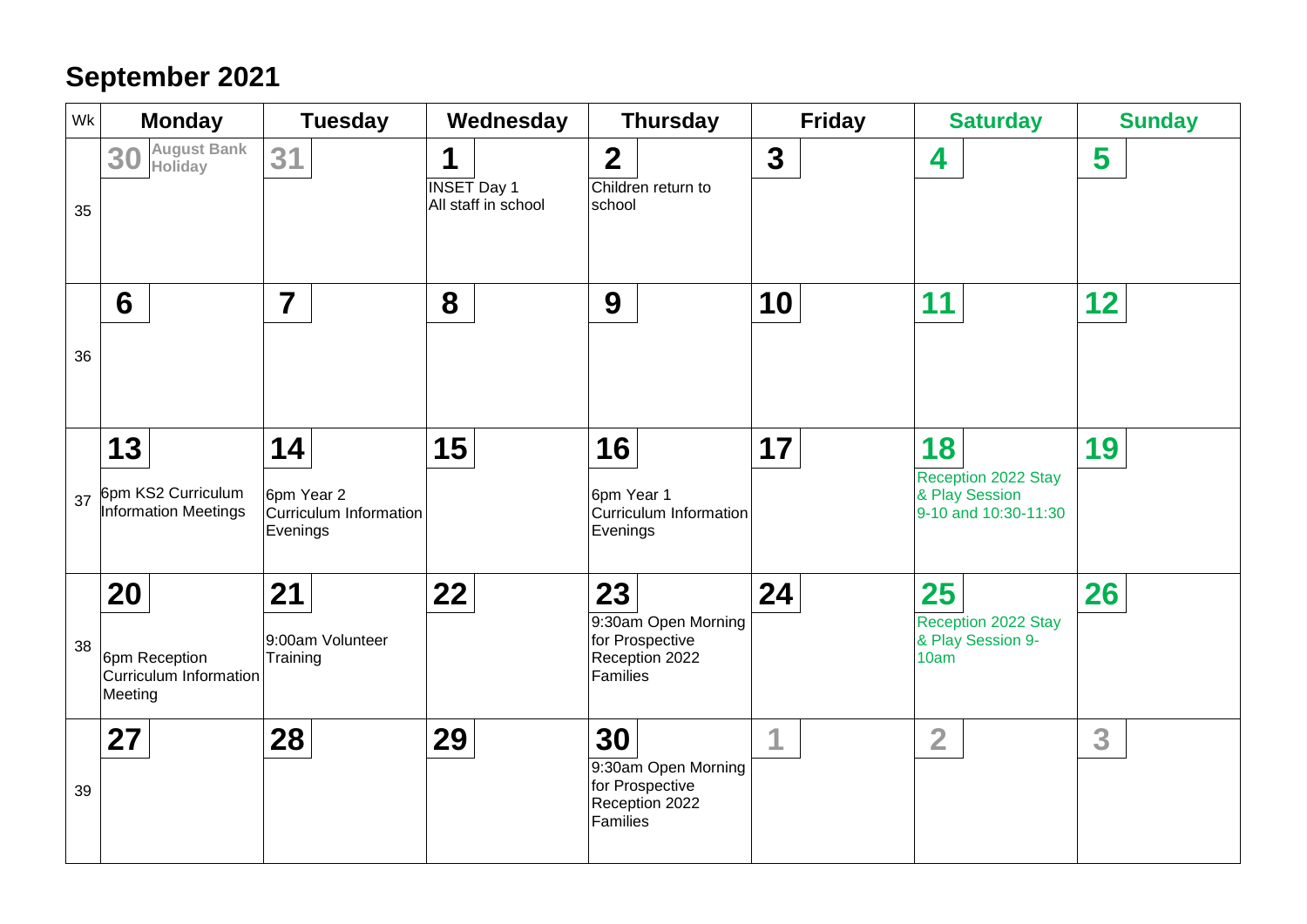# September 2021

| Wk | Monday | Tuesday | Wednesday | Thursday | Friday | Saturday | Sunday |
|---|---|---|---|---|---|---|---|
| 35 | 30 August Bank Holiday | 31 | 1 INSET Day 1 All staff in school | 2 Children return to school | 3 | 4 | 5 |
| 36 | 6 | 7 | 8 | 9 | 10 | 11 | 12 |
| 37 | 13 6pm KS2 Curriculum Information Meetings | 14 6pm Year 2 Curriculum Information Evenings | 15 | 16 6pm Year 1 Curriculum Information Evenings | 17 | 18 Reception 2022 Stay & Play Session 9-10 and 10:30-11:30 | 19 |
| 38 | 20 6pm Reception Curriculum Information Meeting | 21 9:00am Volunteer Training | 22 | 23 9:30am Open Morning for Prospective Reception 2022 Families | 24 | 25 Reception 2022 Stay & Play Session 9-10am | 26 |
| 39 | 27 | 28 | 29 | 30 9:30am Open Morning for Prospective Reception 2022 Families | 1 | 2 | 3 |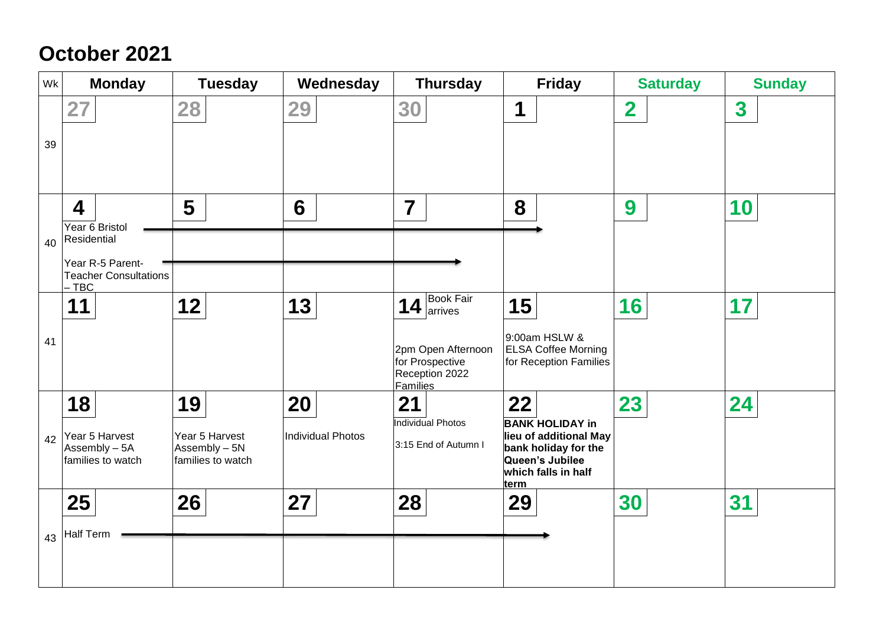# October 2021

| Wk | Monday | Tuesday | Wednesday | Thursday | Friday | Saturday | Sunday |
|---|---|---|---|---|---|---|---|
| 39 | 27 | 28 | 29 | 30 | 1 | 2 | 3 |
| 40 | 4<br>Year 6 Bristol Residential →<br>Year R-5 Parent-Teacher Consultations – TBC → | 5 | 6 | 7 | 8 | 9 | 10 |
| 41 | 11 | 12 | 13 | 14 Book Fair arrives<br>2pm Open Afternoon for Prospective Reception 2022 Families | 15<br>9:00am HSLW & ELSA Coffee Morning for Reception Families | 16 | 17 |
| 42 | 18<br>Year 5 Harvest Assembly – 5A families to watch | 19<br>Year 5 Harvest Assembly – 5N families to watch | 20<br>Individual Photos | 21<br>Individual Photos<br>3:15 End of Autumn I | 22<br>**BANK HOLIDAY in lieu of additional May bank holiday for the Queen's Jubilee which falls in half term** | 23 | 24 |
| 43 | 25<br>Half Term → | 26 | 27 | 28 | 29 | 30 | 31 |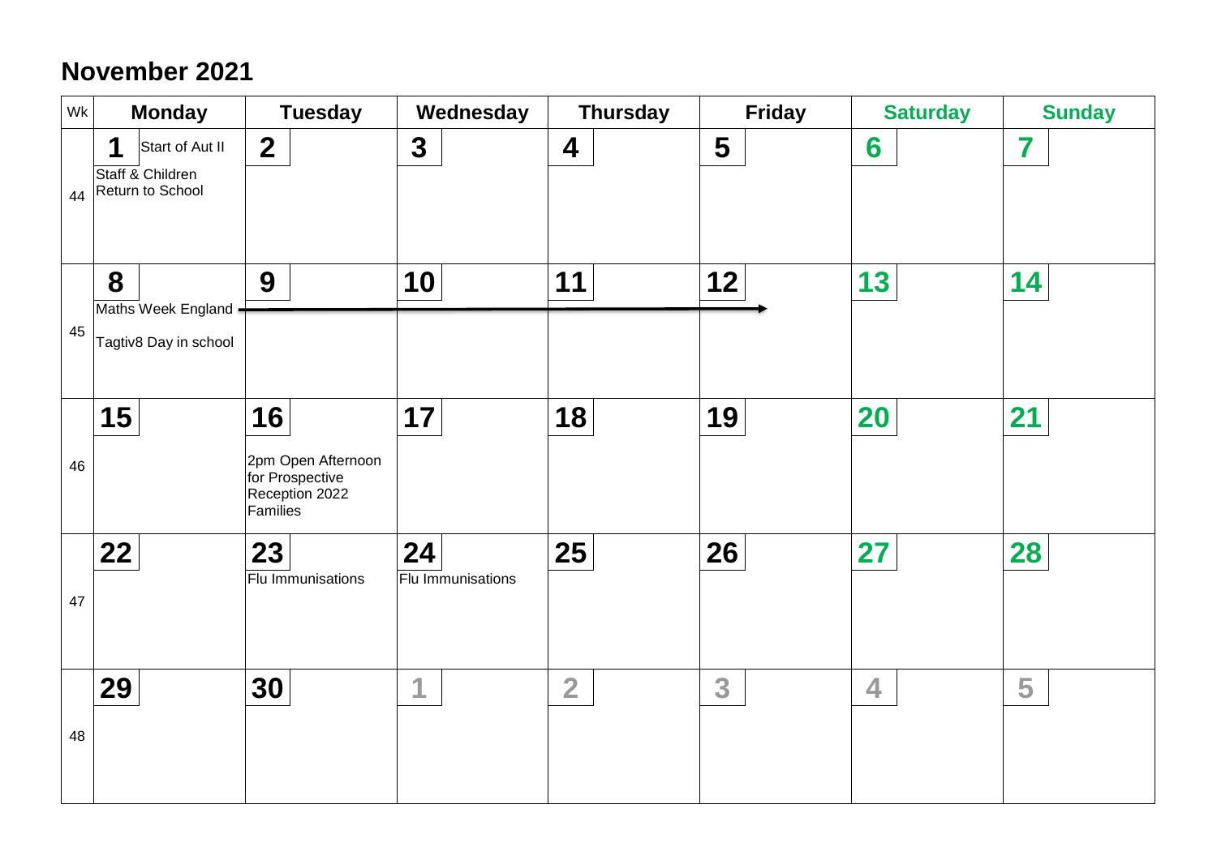## November 2021

| Wk | Monday | Tuesday | Wednesday | Thursday | Friday | Saturday | Sunday |
|---|---|---|---|---|---|---|---|
| 44 | **1** Start of Aut II<br>Staff & Children Return to School | **2** | **3** | **4** | **5** | **6** | **7** |
| 45 | **8**<br>Maths Week England →<br>Tagtiv8 Day in school | **9** | **10** | **11** | **12** | **13** | **14** |
| 46 | **15** | **16**<br>2pm Open Afternoon for Prospective Reception 2022 Families | **17** | **18** | **19** | **20** | **21** |
| 47 | **22** | **23**<br>Flu Immunisations | **24**<br>Flu Immunisations | **25** | **26** | **27** | **28** |
| 48 | **29** | **30** | 1 | 2 | 3 | 4 | 5 |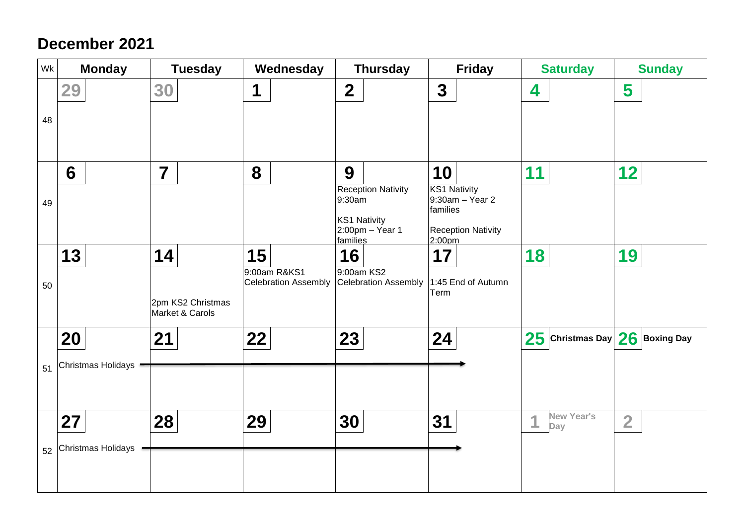# December 2021

| Wk | Monday | Tuesday | Wednesday | Thursday | Friday | Saturday | Sunday |
|---|---|---|---|---|---|---|---|
| 48 | 29 | 30 | 1 | 2 | 3 | 4 | 5 |
| 49 | 6 | 7 | 8 | 9 Reception Nativity 9:30am<br>KS1 Nativity 2:00pm – Year 1 families | 10 KS1 Nativity 9:30am – Year 2 families<br>Reception Nativity 2:00pm | 11 | 12 |
| 50 | 13 | 14 2pm KS2 Christmas Market & Carols | 15 9:00am R&KS1 Celebration Assembly | 16 9:00am KS2 Celebration Assembly | 17 1:45 End of Autumn Term | 18 | 19 |
| 51 | 20 Christmas Holidays → | 21 | 22 | 23 | 24 | 25 Christmas Day | 26 Boxing Day |
| 52 | 27 Christmas Holidays → | 28 | 29 | 30 | 31 | 1 New Year's Day | 2 |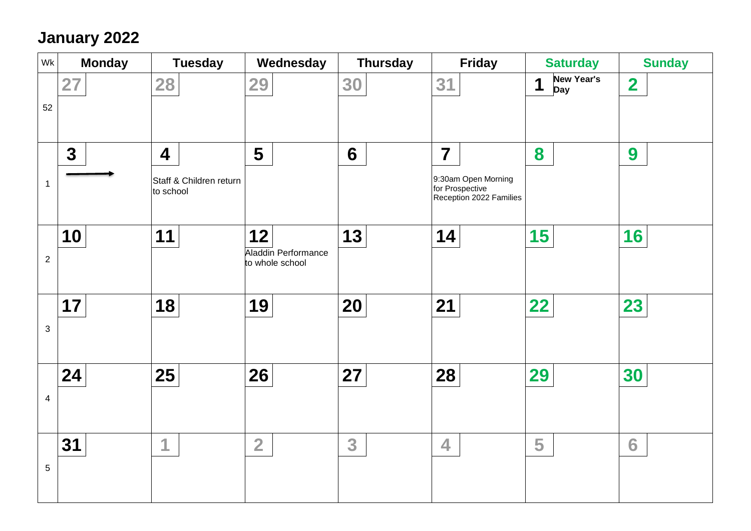# January 2022

| Wk | Monday | Tuesday | Wednesday | Thursday | Friday | Saturday | Sunday |
|---|---|---|---|---|---|---|---|
| 52 | 27 | 28 | 29 | 30 | 31 | 1 **New Year's Day** | 2 |
| 1 | 3 → | 4 Staff & Children return to school | 5 | 6 | 7 9:30am Open Morning for Prospective Reception 2022 Families | 8 | 9 |
| 2 | 10 | 11 | 12 Aladdin Performance to whole school | 13 | 14 | 15 | 16 |
| 3 | 17 | 18 | 19 | 20 | 21 | 22 | 23 |
| 4 | 24 | 25 | 26 | 27 | 28 | 29 | 30 |
| 5 | 31 | 1 | 2 | 3 | 4 | 5 | 6 |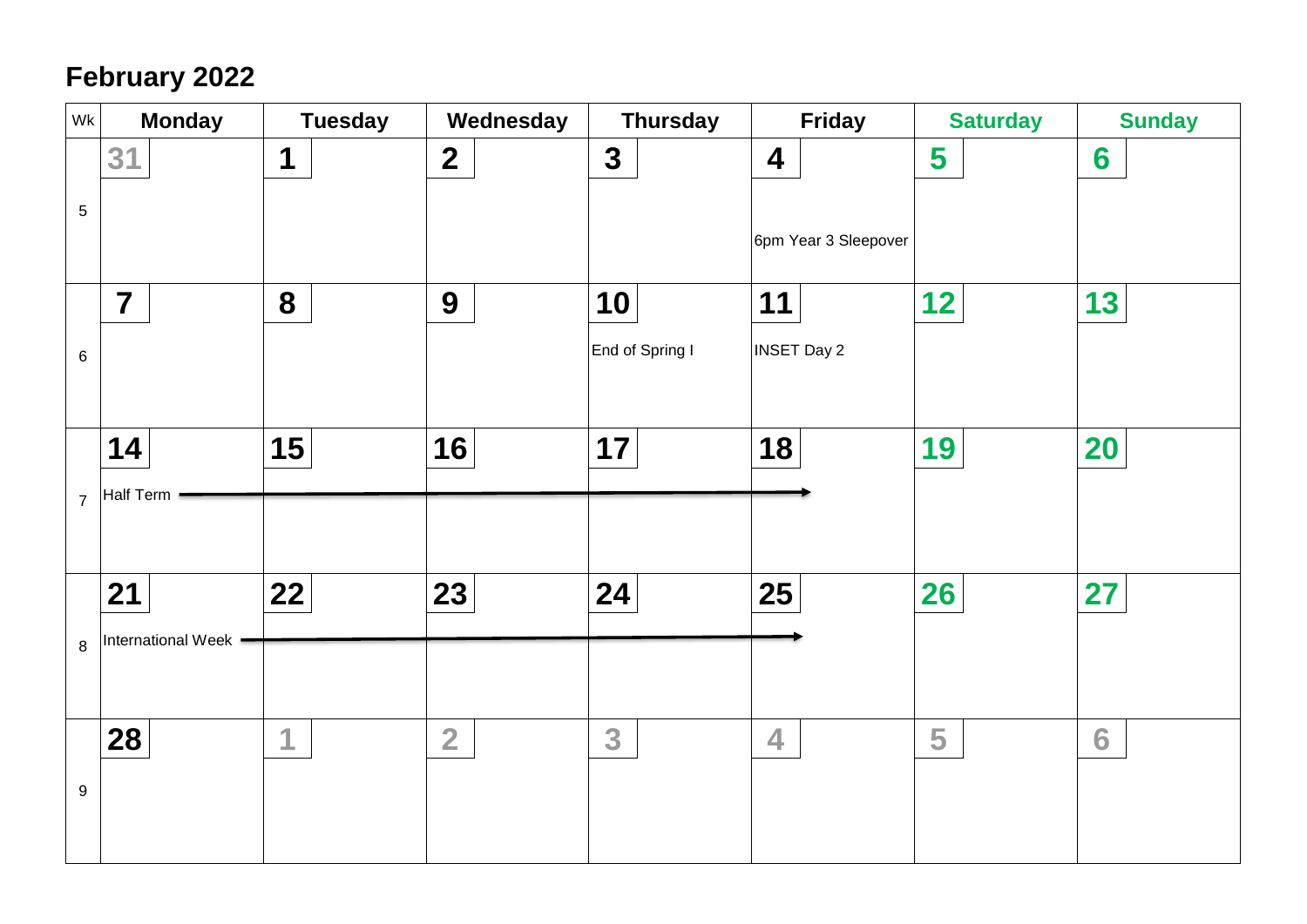## February 2022

| Wk | Monday | Tuesday | Wednesday | Thursday | Friday | Saturday | Sunday |
|---|---|---|---|---|---|---|---|
| 5 | 31 | 1 | 2 | 3 | 4<br>6pm Year 3 Sleepover | 5 | 6 |
| 6 | 7 | 8 | 9 | 10<br>End of Spring I | 11<br>INSET Day 2 | 12 | 13 |
| 7 | 14<br>Half Term → | 15 | 16 | 17 | 18 | 19 | 20 |
| 8 | 21<br>International Week → | 22 | 23 | 24 | 25 | 26 | 27 |
| 9 | 28 | 1 | 2 | 3 | 4 | 5 | 6 |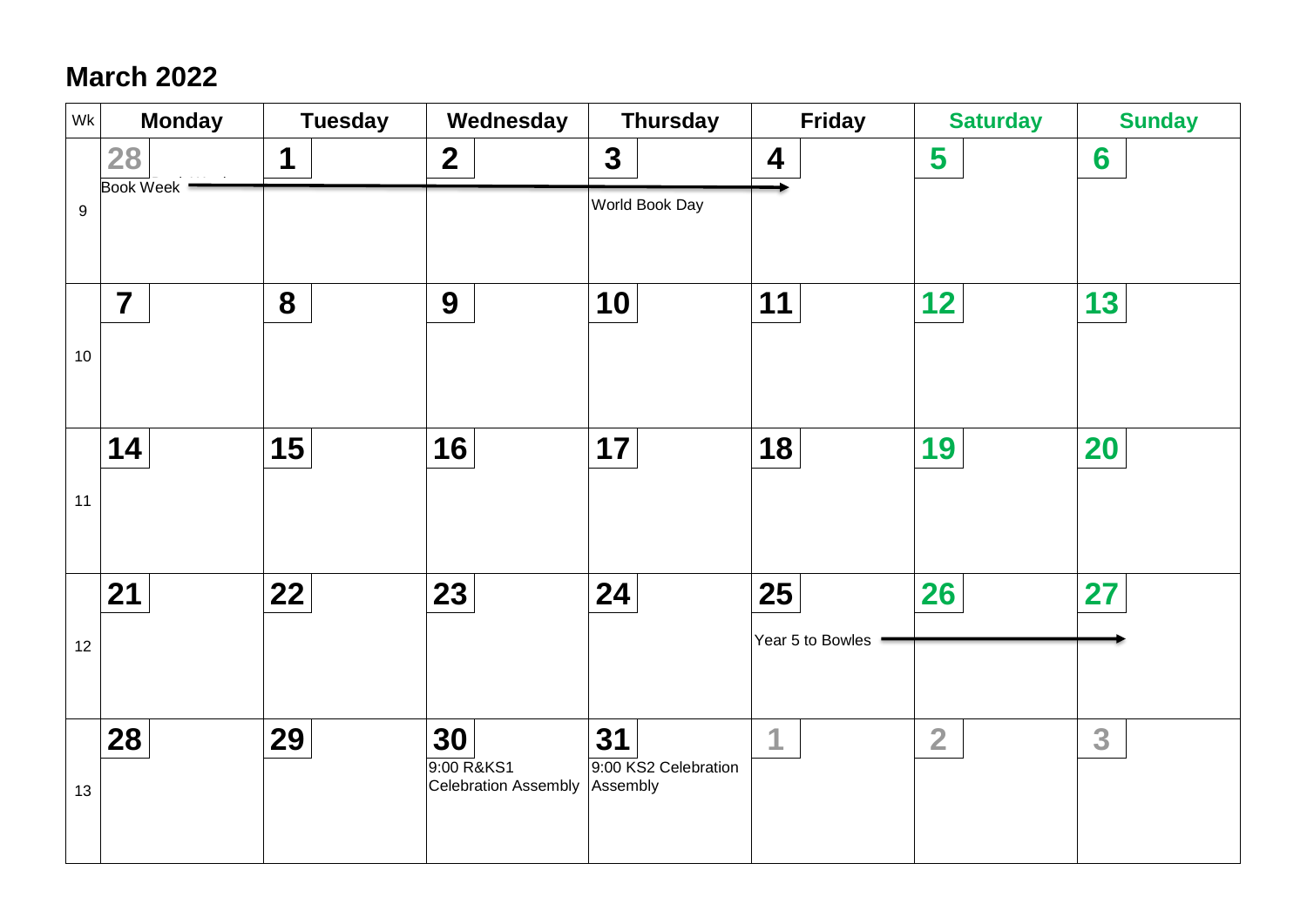## March 2022

| Wk | Monday | Tuesday | Wednesday | Thursday | Friday | Saturday | Sunday |
|---|---|---|---|---|---|---|---|
| 9 | 28<br>Book Week → | 1 | 2 | 3<br>World Book Day | 4 | 5 | 6 |
| 10 | 7 | 8 | 9 | 10 | 11 | 12 | 13 |
| 11 | 14 | 15 | 16 | 17 | 18 | 19 | 20 |
| 12 | 21 | 22 | 23 | 24 | 25<br>Year 5 to Bowles → | 26 | 27 |
| 13 | 28 | 29 | 30<br>9:00 R&KS1 Celebration Assembly | 31<br>9:00 KS2 Celebration Assembly | 1 | 2 | 3 |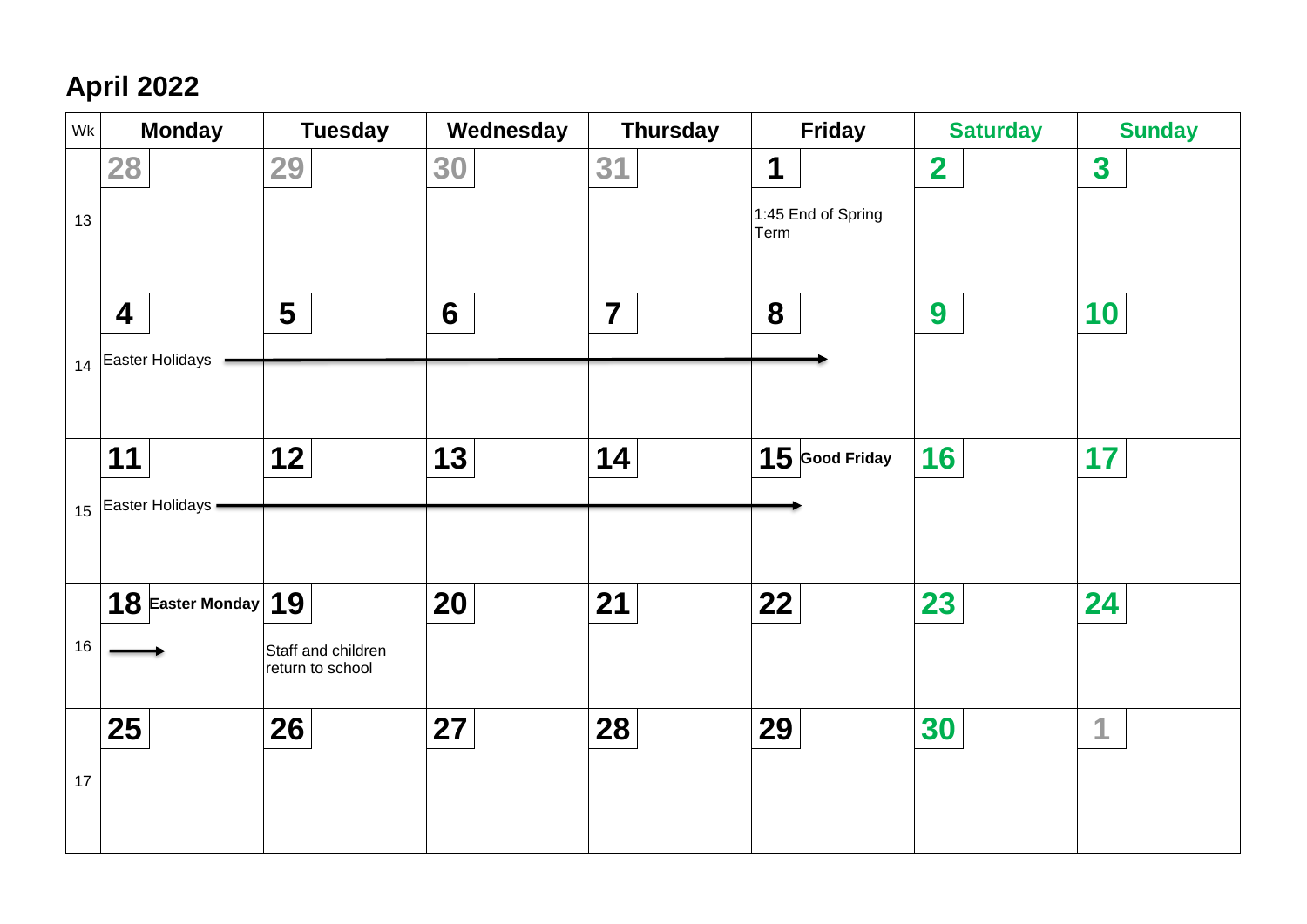## April 2022

| Wk | Monday | Tuesday | Wednesday | Thursday | Friday | Saturday | Sunday |
|---|---|---|---|---|---|---|---|
| 13 | 28 | 29 | 30 | 31 | 1<br>1:45 End of Spring Term | 2 | 3 |
| 14 | 4<br>Easter Holidays → | 5 | 6 | 7 | 8 | 9 | 10 |
| 15 | 11<br>Easter Holidays → | 12 | 13 | 14 | 15 **Good Friday** | 16 | 17 |
| 16 | 18 **Easter Monday**<br>→ | 19<br>Staff and children return to school | 20 | 21 | 22 | 23 | 24 |
| 17 | 25 | 26 | 27 | 28 | 29 | 30 | 1 |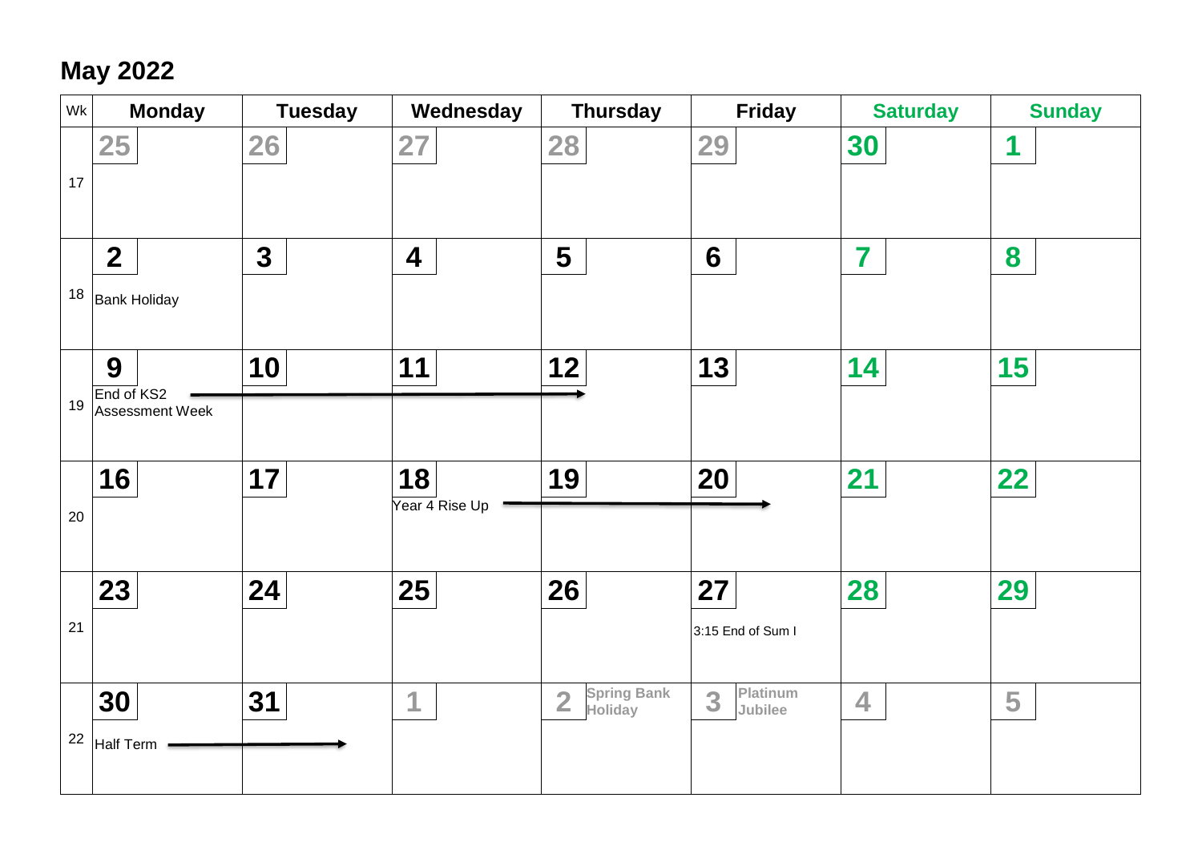## May 2022

| Wk | Monday | Tuesday | Wednesday | Thursday | Friday | Saturday | Sunday |
|---|---|---|---|---|---|---|---|
| 17 | 25 | 26 | 27 | 28 | 29 | 30 | 1 |
| 18 | 2 Bank Holiday | 3 | 4 | 5 | 6 | 7 | 8 |
| 19 | 9 End of KS2 Assessment Week → | 10 → | 11 → | 12 | 13 | 14 | 15 |
| 20 | 16 | 17 | 18 Year 4 Rise Up → | 19 → | 20 | 21 | 22 |
| 21 | 23 | 24 | 25 | 26 | 27 3:15 End of Sum I | 28 | 29 |
| 22 | 30 Half Term → | 31 | 1 | 2 Spring Bank Holiday | 3 Platinum Jubilee | 4 | 5 |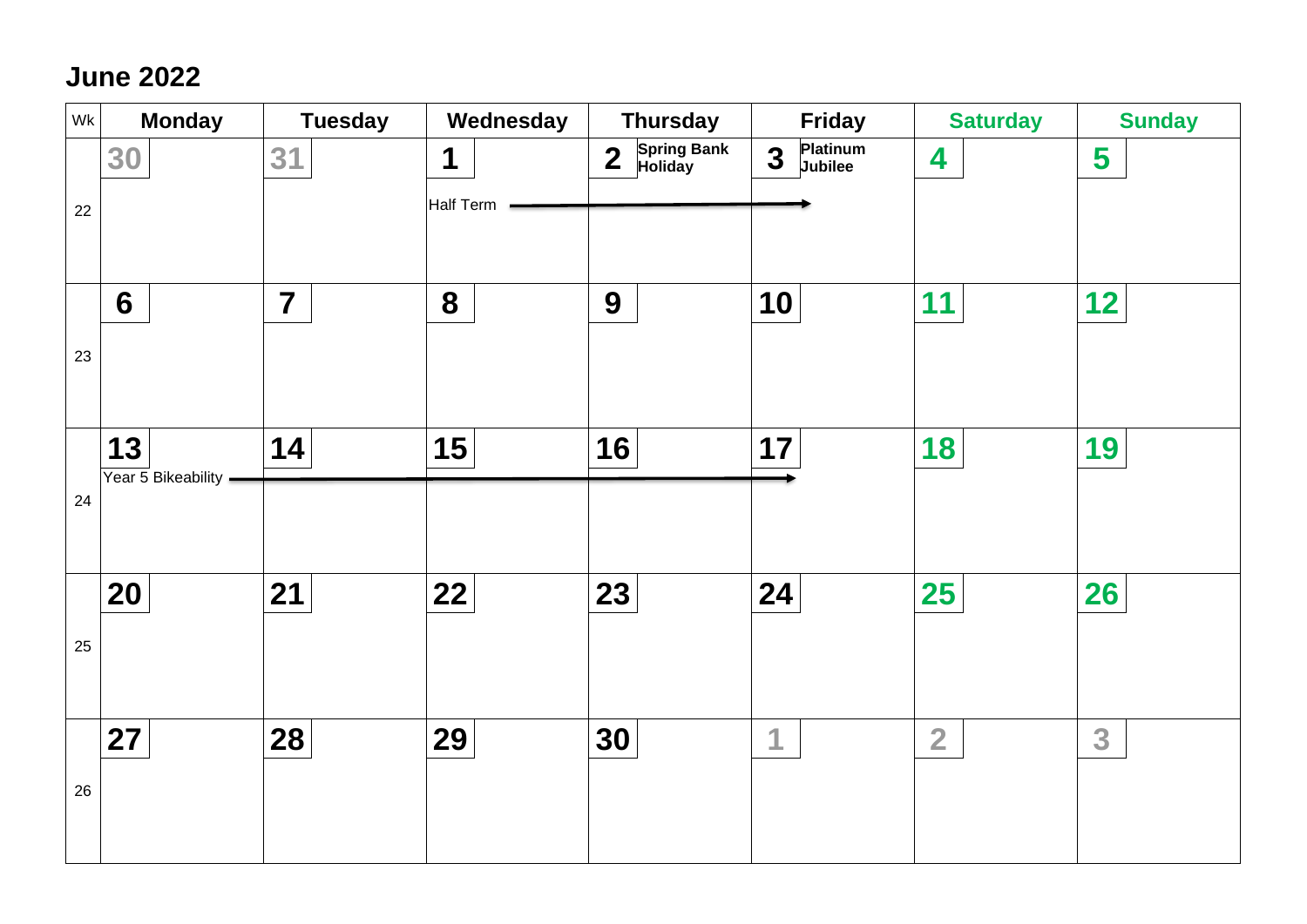## June 2022

| Wk | Monday | Tuesday | Wednesday | Thursday | Friday | Saturday | Sunday |
|---|---|---|---|---|---|---|---|
| 22 | 30 | 31 | 1 Half Term → | 2 **Spring Bank Holiday** | 3 **Platinum Jubilee** | 4 | 5 |
| 23 | 6 | 7 | 8 | 9 | 10 | 11 | 12 |
| 24 | 13 Year 5 Bikeability → | 14 | 15 | 16 | 17 | 18 | 19 |
| 25 | 20 | 21 | 22 | 23 | 24 | 25 | 26 |
| 26 | 27 | 28 | 29 | 30 | 1 | 2 | 3 |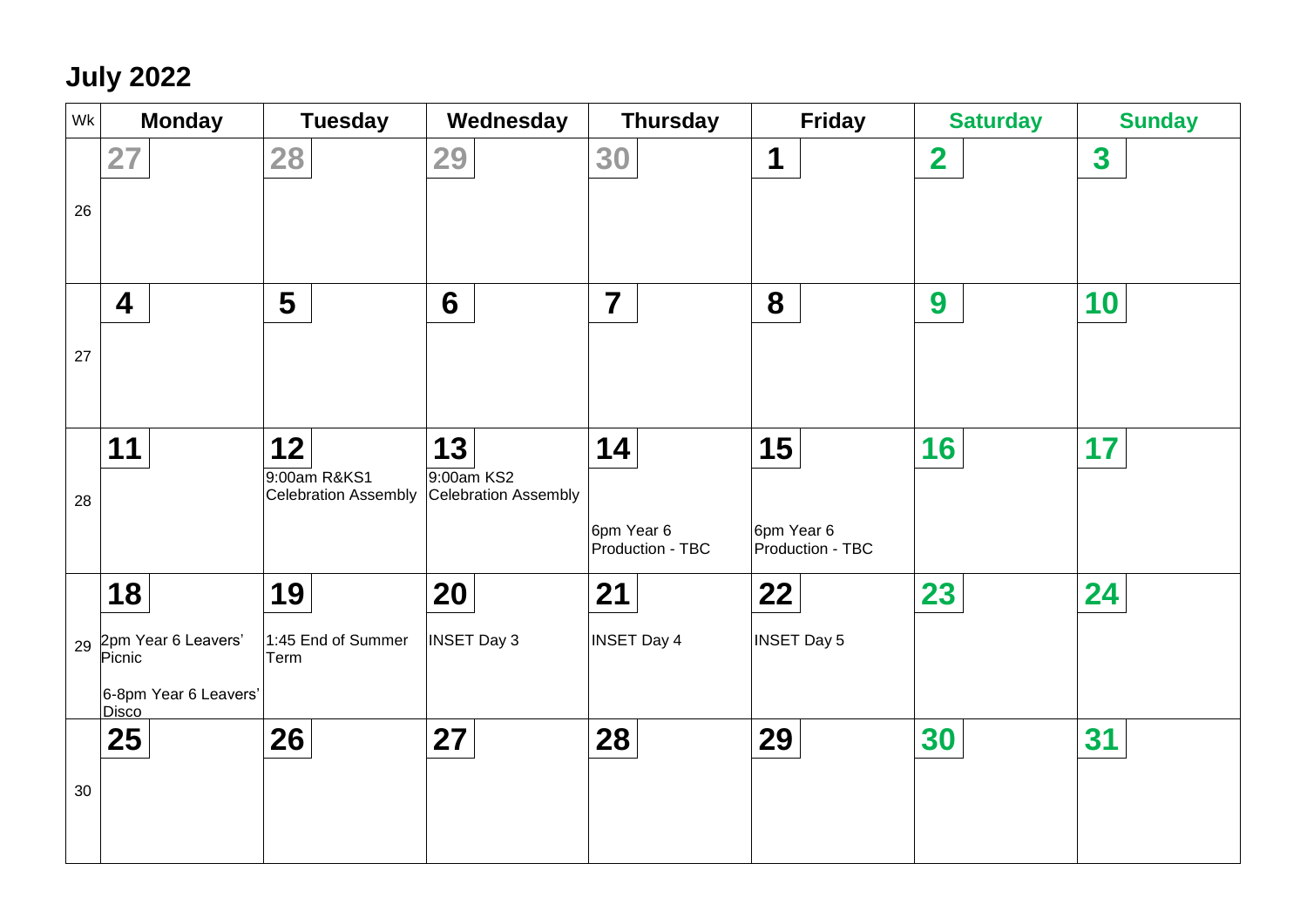## July 2022

| Wk | Monday | Tuesday | Wednesday | Thursday | Friday | Saturday | Sunday |
|---|---|---|---|---|---|---|---|
| 26 | 27 | 28 | 29 | 30 | 1 | 2 | 3 |
| 27 | 4 | 5 | 6 | 7 | 8 | 9 | 10 |
| 28 | 11 | 12<br>9:00am R&KS1 Celebration Assembly | 13<br>9:00am KS2 Celebration Assembly | 14<br>6pm Year 6 Production - TBC | 15<br>6pm Year 6 Production - TBC | 16 | 17 |
| 29 | 18<br>2pm Year 6 Leavers' Picnic<br>6-8pm Year 6 Leavers' Disco | 19<br>1:45 End of Summer Term | 20<br>INSET Day 3 | 21<br>INSET Day 4 | 22<br>INSET Day 5 | 23 | 24 |
| 30 | 25 | 26 | 27 | 28 | 29 | 30 | 31 |